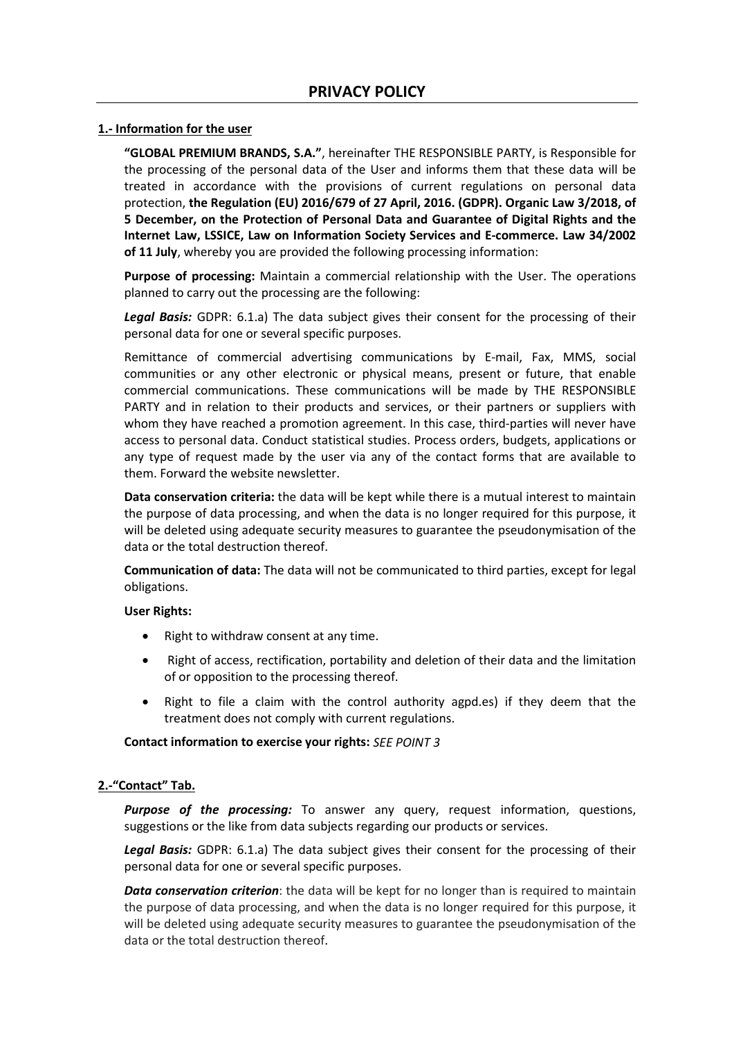# PRIVACY POLICY

## 1.- Information for the user

**"GLOBAL PREMIUM BRANDS, S.A."**, hereinafter THE RESPONSIBLE PARTY, is Responsible for the processing of the personal data of the User and informs them that these data will be treated in accordance with the provisions of current regulations on personal data protection, **the Regulation (EU) 2016/679 of 27 April, 2016. (GDPR). Organic Law 3/2018, of 5 December, on the Protection of Personal Data and Guarantee of Digital Rights and the Internet Law, LSSICE, Law on Information Society Services and E-commerce. Law 34/2002 of 11 July**, whereby you are provided the following processing information:

**Purpose of processing:** Maintain a commercial relationship with the User. The operations planned to carry out the processing are the following:

***Legal Basis:*** GDPR: 6.1.a) The data subject gives their consent for the processing of their personal data for one or several specific purposes.

Remittance of commercial advertising communications by E-mail, Fax, MMS, social communities or any other electronic or physical means, present or future, that enable commercial communications. These communications will be made by THE RESPONSIBLE PARTY and in relation to their products and services, or their partners or suppliers with whom they have reached a promotion agreement. In this case, third-parties will never have access to personal data. Conduct statistical studies. Process orders, budgets, applications or any type of request made by the user via any of the contact forms that are available to them. Forward the website newsletter.

**Data conservation criteria:** the data will be kept while there is a mutual interest to maintain the purpose of data processing, and when the data is no longer required for this purpose, it will be deleted using adequate security measures to guarantee the pseudonymisation of the data or the total destruction thereof.

**Communication of data:** The data will not be communicated to third parties, except for legal obligations.

**User Rights:**

- Right to withdraw consent at any time.
- Right of access, rectification, portability and deletion of their data and the limitation of or opposition to the processing thereof.
- Right to file a claim with the control authority agpd.es) if they deem that the treatment does not comply with current regulations.

**Contact information to exercise your rights:** *SEE POINT 3*

## 2.-"Contact" Tab.

***Purpose of the processing:*** To answer any query, request information, questions, suggestions or the like from data subjects regarding our products or services.

***Legal Basis:*** GDPR: 6.1.a) The data subject gives their consent for the processing of their personal data for one or several specific purposes.

***Data conservation criterion***: the data will be kept for no longer than is required to maintain the purpose of data processing, and when the data is no longer required for this purpose, it will be deleted using adequate security measures to guarantee the pseudonymisation of the data or the total destruction thereof.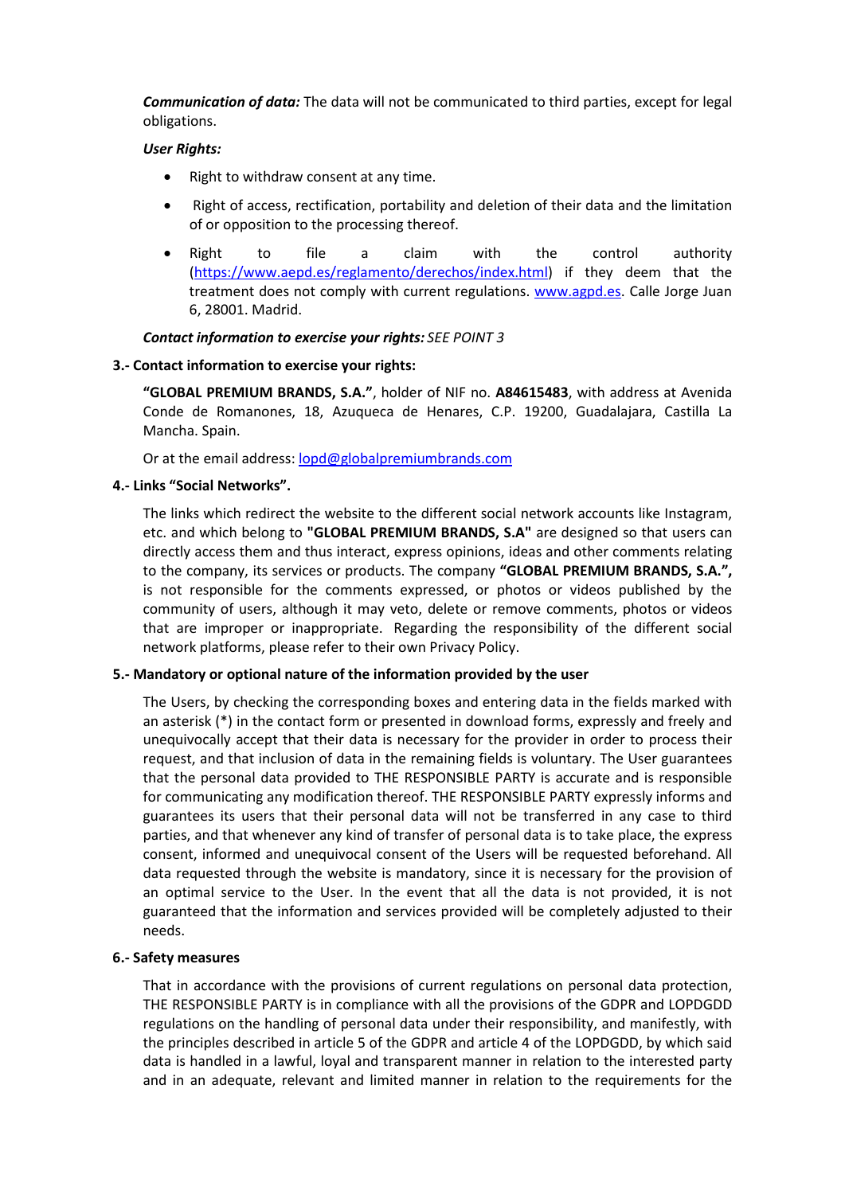***Communication of data:*** The data will not be communicated to third parties, except for legal obligations.

***User Rights:***

- Right to withdraw consent at any time.
- Right of access, rectification, portability and deletion of their data and the limitation of or opposition to the processing thereof.
- Right to file a claim with the control authority (https://www.aepd.es/reglamento/derechos/index.html) if they deem that the treatment does not comply with current regulations. www.agpd.es. Calle Jorge Juan 6, 28001. Madrid.

***Contact information to exercise your rights:*** *SEE POINT 3*

**3.- Contact information to exercise your rights:**

**"GLOBAL PREMIUM BRANDS, S.A."**, holder of NIF no. **A84615483**, with address at Avenida Conde de Romanones, 18, Azuqueca de Henares, C.P. 19200, Guadalajara, Castilla La Mancha. Spain.

Or at the email address: lopd@globalpremiumbrands.com

**4.- Links "Social Networks".**

The links which redirect the website to the different social network accounts like Instagram, etc. and which belong to **"GLOBAL PREMIUM BRANDS, S.A"** are designed so that users can directly access them and thus interact, express opinions, ideas and other comments relating to the company, its services or products. The company **"GLOBAL PREMIUM BRANDS, S.A.",** is not responsible for the comments expressed, or photos or videos published by the community of users, although it may veto, delete or remove comments, photos or videos that are improper or inappropriate. Regarding the responsibility of the different social network platforms, please refer to their own Privacy Policy.

**5.- Mandatory or optional nature of the information provided by the user**

The Users, by checking the corresponding boxes and entering data in the fields marked with an asterisk (*) in the contact form or presented in download forms, expressly and freely and unequivocally accept that their data is necessary for the provider in order to process their request, and that inclusion of data in the remaining fields is voluntary. The User guarantees that the personal data provided to THE RESPONSIBLE PARTY is accurate and is responsible for communicating any modification thereof. THE RESPONSIBLE PARTY expressly informs and guarantees its users that their personal data will not be transferred in any case to third parties, and that whenever any kind of transfer of personal data is to take place, the express consent, informed and unequivocal consent of the Users will be requested beforehand. All data requested through the website is mandatory, since it is necessary for the provision of an optimal service to the User. In the event that all the data is not provided, it is not guaranteed that the information and services provided will be completely adjusted to their needs.

**6.- Safety measures**

That in accordance with the provisions of current regulations on personal data protection, THE RESPONSIBLE PARTY is in compliance with all the provisions of the GDPR and LOPDGDD regulations on the handling of personal data under their responsibility, and manifestly, with the principles described in article 5 of the GDPR and article 4 of the LOPDGDD, by which said data is handled in a lawful, loyal and transparent manner in relation to the interested party and in an adequate, relevant and limited manner in relation to the requirements for the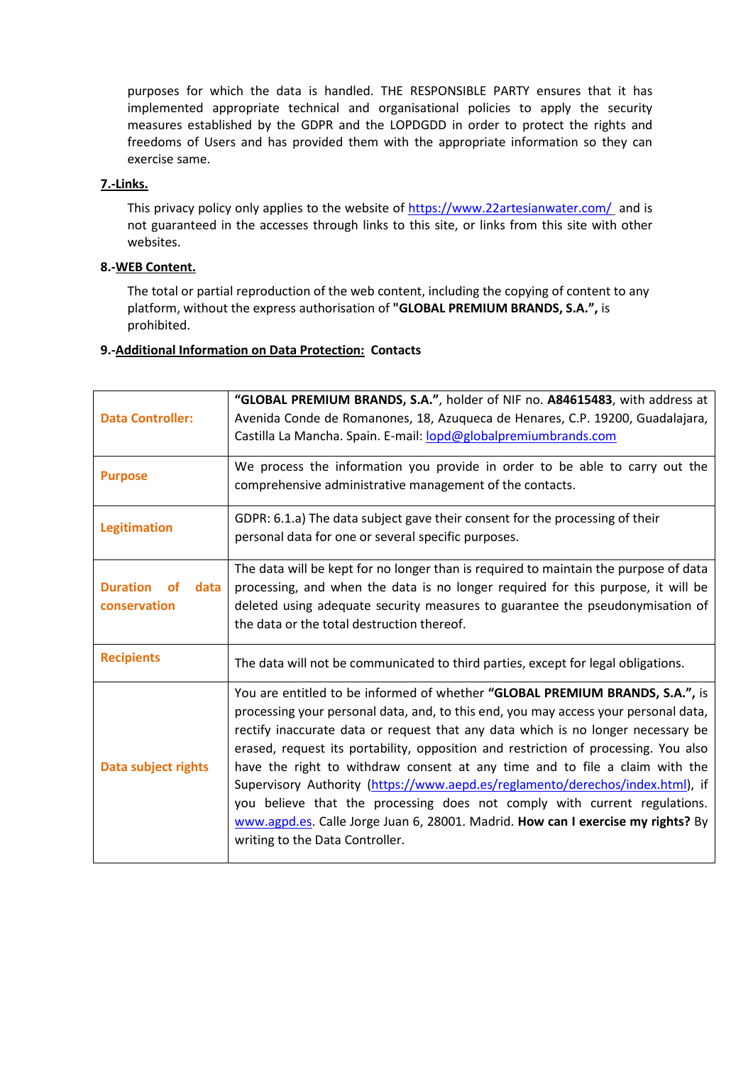purposes for which the data is handled. THE RESPONSIBLE PARTY ensures that it has implemented appropriate technical and organisational policies to apply the security measures established by the GDPR and the LOPDGDD in order to protect the rights and freedoms of Users and has provided them with the appropriate information so they can exercise same.

**7.-Links.**

This privacy policy only applies to the website of https://www.22artesianwater.com/ and is not guaranteed in the accesses through links to this site, or links from this site with other websites.

**8.-WEB Content.**

The total or partial reproduction of the web content, including the copying of content to any platform, without the express authorisation of **"GLOBAL PREMIUM BRANDS, S.A.",** is prohibited.

**9.-Additional Information on Data Protection: Contacts**

| | |
|---|---|
| **Data Controller:** | **"GLOBAL PREMIUM BRANDS, S.A."**, holder of NIF no. **A84615483**, with address at Avenida Conde de Romanones, 18, Azuqueca de Henares, C.P. 19200, Guadalajara, Castilla La Mancha. Spain. E-mail: lopd@globalpremiumbrands.com |
| **Purpose** | We process the information you provide in order to be able to carry out the comprehensive administrative management of the contacts. |
| **Legitimation** | GDPR: 6.1.a) The data subject gave their consent for the processing of their personal data for one or several specific purposes. |
| **Duration of data conservation** | The data will be kept for no longer than is required to maintain the purpose of data processing, and when the data is no longer required for this purpose, it will be deleted using adequate security measures to guarantee the pseudonymisation of the data or the total destruction thereof. |
| **Recipients** | The data will not be communicated to third parties, except for legal obligations. |
| **Data subject rights** | You are entitled to be informed of whether **"GLOBAL PREMIUM BRANDS, S.A.",** is processing your personal data, and, to this end, you may access your personal data, rectify inaccurate data or request that any data which is no longer necessary be erased, request its portability, opposition and restriction of processing. You also have the right to withdraw consent at any time and to file a claim with the Supervisory Authority (https://www.aepd.es/reglamento/derechos/index.html), if you believe that the processing does not comply with current regulations. www.agpd.es. Calle Jorge Juan 6, 28001. Madrid. **How can I exercise my rights?** By writing to the Data Controller. |